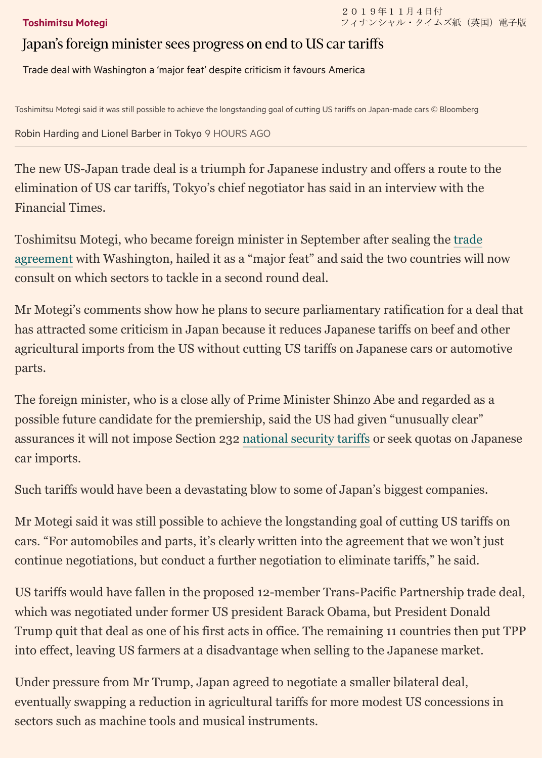２０１９年１１月４日付
フィナンシャル・タイムズ紙（英国）電子版

**Toshimitsu Motegi**

# Japan's foreign minister sees progress on end to US car tariffs

Trade deal with Washington a 'major feat' despite criticism it favours America

Toshimitsu Motegi said it was still possible to achieve the longstanding goal of cutting US tariffs on Japan-made cars © Bloomberg

Robin Harding and Lionel Barber in Tokyo 9 HOURS AGO

The new US-Japan trade deal is a triumph for Japanese industry and offers a route to the elimination of US car tariffs, Tokyo's chief negotiator has said in an interview with the Financial Times.

Toshimitsu Motegi, who became foreign minister in September after sealing the trade agreement with Washington, hailed it as a "major feat" and said the two countries will now consult on which sectors to tackle in a second round deal.

Mr Motegi's comments show how he plans to secure parliamentary ratification for a deal that has attracted some criticism in Japan because it reduces Japanese tariffs on beef and other agricultural imports from the US without cutting US tariffs on Japanese cars or automotive parts.

The foreign minister, who is a close ally of Prime Minister Shinzo Abe and regarded as a possible future candidate for the premiership, said the US had given "unusually clear" assurances it will not impose Section 232 national security tariffs or seek quotas on Japanese car imports.

Such tariffs would have been a devastating blow to some of Japan's biggest companies.

Mr Motegi said it was still possible to achieve the longstanding goal of cutting US tariffs on cars. "For automobiles and parts, it's clearly written into the agreement that we won't just continue negotiations, but conduct a further negotiation to eliminate tariffs," he said.

US tariffs would have fallen in the proposed 12-member Trans-Pacific Partnership trade deal, which was negotiated under former US president Barack Obama, but President Donald Trump quit that deal as one of his first acts in office. The remaining 11 countries then put TPP into effect, leaving US farmers at a disadvantage when selling to the Japanese market.

Under pressure from Mr Trump, Japan agreed to negotiate a smaller bilateral deal, eventually swapping a reduction in agricultural tariffs for more modest US concessions in sectors such as machine tools and musical instruments.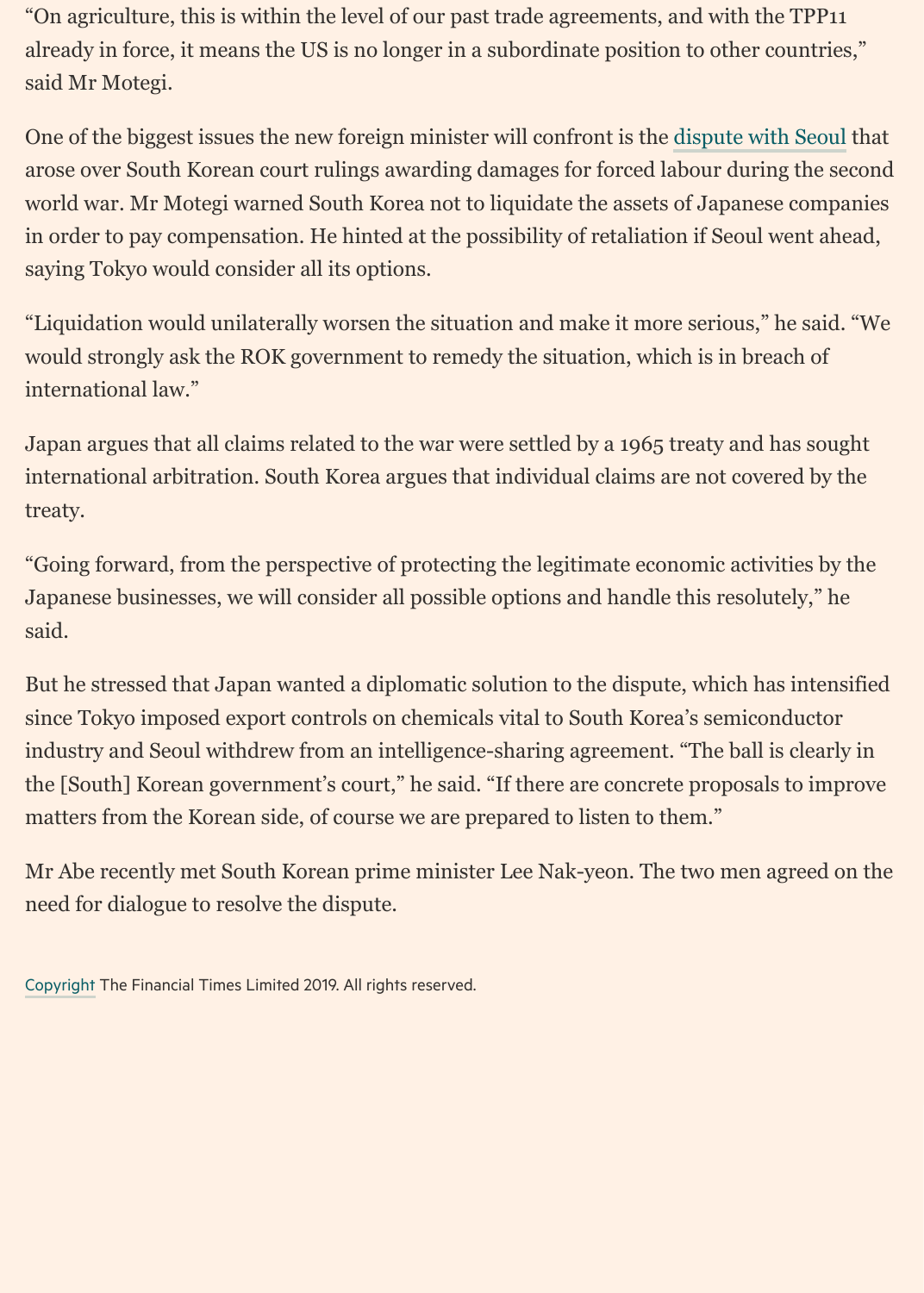"On agriculture, this is within the level of our past trade agreements, and with the TPP11 already in force, it means the US is no longer in a subordinate position to other countries," said Mr Motegi.

One of the biggest issues the new foreign minister will confront is the dispute with Seoul that arose over South Korean court rulings awarding damages for forced labour during the second world war. Mr Motegi warned South Korea not to liquidate the assets of Japanese companies in order to pay compensation. He hinted at the possibility of retaliation if Seoul went ahead, saying Tokyo would consider all its options.

"Liquidation would unilaterally worsen the situation and make it more serious," he said. "We would strongly ask the ROK government to remedy the situation, which is in breach of international law."

Japan argues that all claims related to the war were settled by a 1965 treaty and has sought international arbitration. South Korea argues that individual claims are not covered by the treaty.

"Going forward, from the perspective of protecting the legitimate economic activities by the Japanese businesses, we will consider all possible options and handle this resolutely," he said.

But he stressed that Japan wanted a diplomatic solution to the dispute, which has intensified since Tokyo imposed export controls on chemicals vital to South Korea's semiconductor industry and Seoul withdrew from an intelligence-sharing agreement. "The ball is clearly in the [South] Korean government's court," he said. "If there are concrete proposals to improve matters from the Korean side, of course we are prepared to listen to them."

Mr Abe recently met South Korean prime minister Lee Nak-yeon. The two men agreed on the need for dialogue to resolve the dispute.

Copyright The Financial Times Limited 2019. All rights reserved.